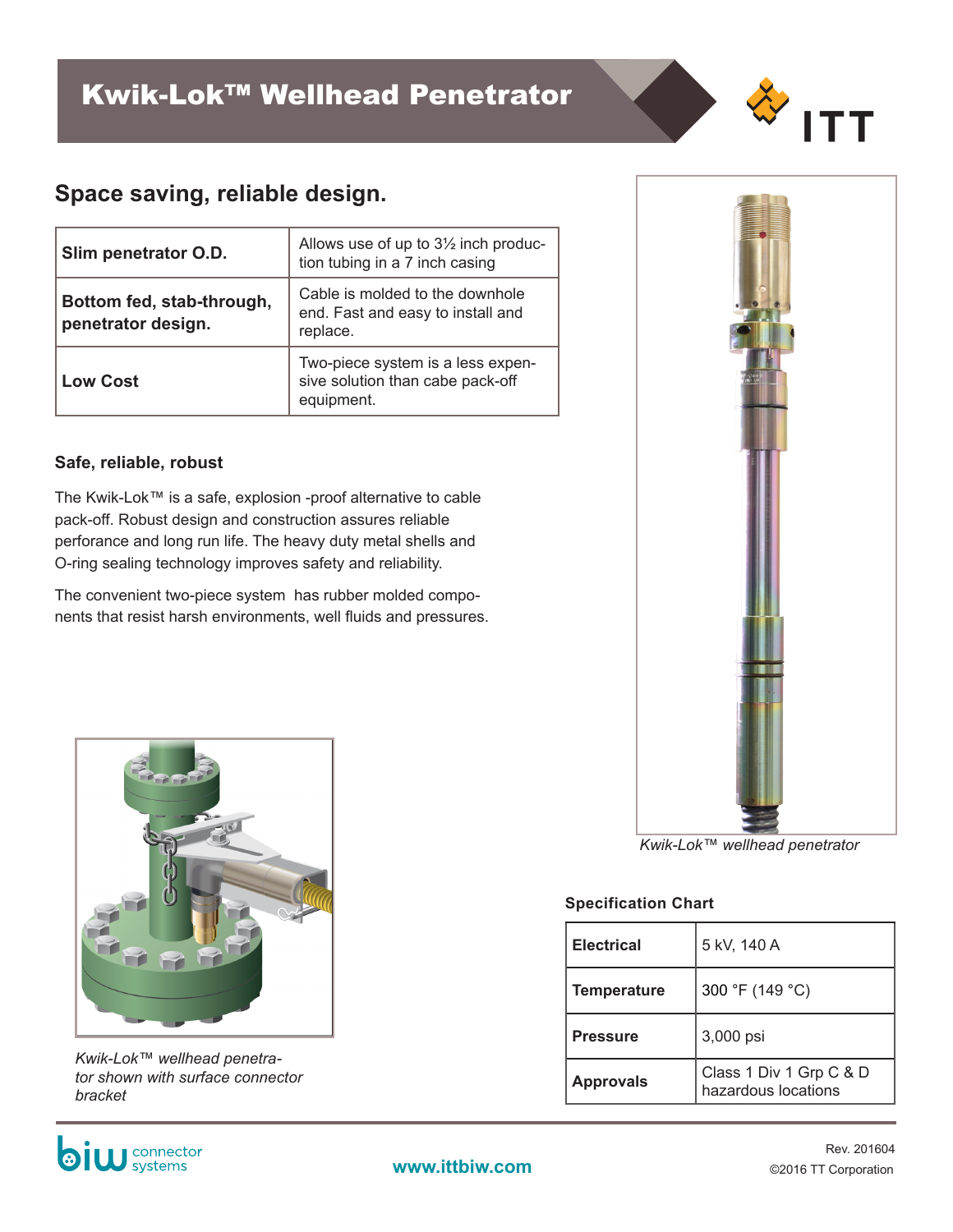# Kwik-Lok™ Wellhead Penetrator

## Space saving, reliable design.

| **Slim penetrator O.D.** | Allows use of up to 3½ inch production tubing in a 7 inch casing |
|---|---|
| **Bottom fed, stab-through, penetrator design.** | Cable is molded to the downhole end. Fast and easy to install and replace. |
| **Low Cost** | Two-piece system is a less expensive solution than cabe pack-off equipment. |

### Safe, reliable, robust

The Kwik-Lok™ is a safe, explosion -proof alternative to cable pack-off. Robust design and construction assures reliable perforance and long run life. The heavy duty metal shells and O-ring sealing technology improves safety and reliability.

The convenient two-piece system has rubber molded components that resist harsh environments, well fluids and pressures.

*Kwik-Lok™ wellhead penetrator*

*Kwik-Lok™ wellhead penetrator shown with surface connector bracket*

### Specification Chart

| **Electrical** | 5 kV, 140 A |
|---|---|
| **Temperature** | 300 °F (149 °C) |
| **Pressure** | 3,000 psi |
| **Approvals** | Class 1 Div 1 Grp C & D hazardous locations |

www.ittbiw.com

Rev. 201604

©2016 TT Corporation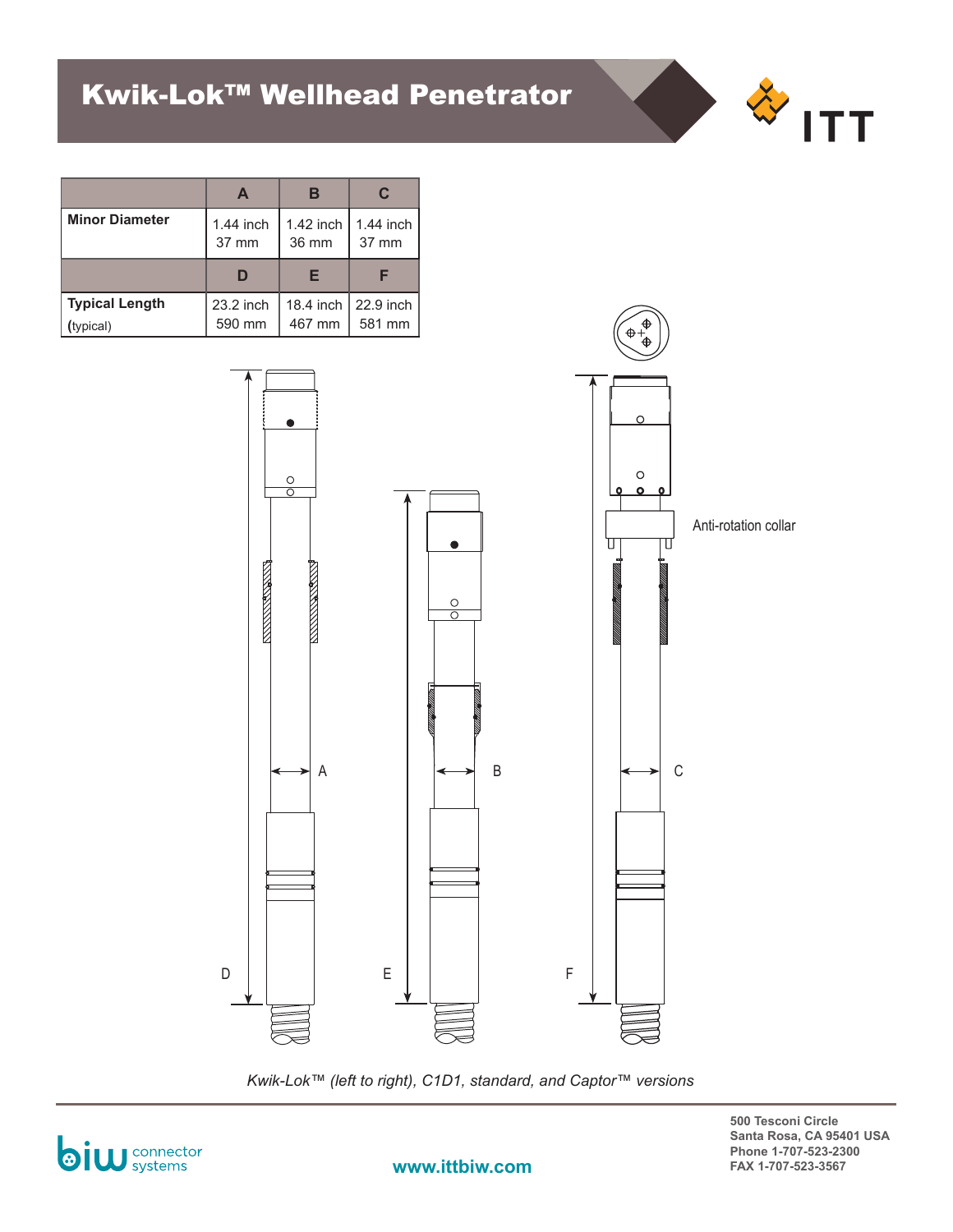# Kwik-Lok™ Wellhead Penetrator

| | A | B | C |
|---|---|---|---|
| **Minor Diameter** | 1.44 inch 37 mm | 1.42 inch 36 mm | 1.44 inch 37 mm |
| | **D** | **E** | **F** |
| **Typical Length** (typical) | 23.2 inch 590 mm | 18.4 inch 467 mm | 22.9 inch 581 mm |

Anti-rotation collar

A

B

C

D

E

F

*Kwik-Lok™ (left to right), C1D1, standard, and Captor™ versions*

biw connector systems

**www.ittbiw.com**

**500 Tesconi Circle**
**Santa Rosa, CA 95401 USA**
**Phone 1-707-523-2300**
**FAX 1-707-523-3567**